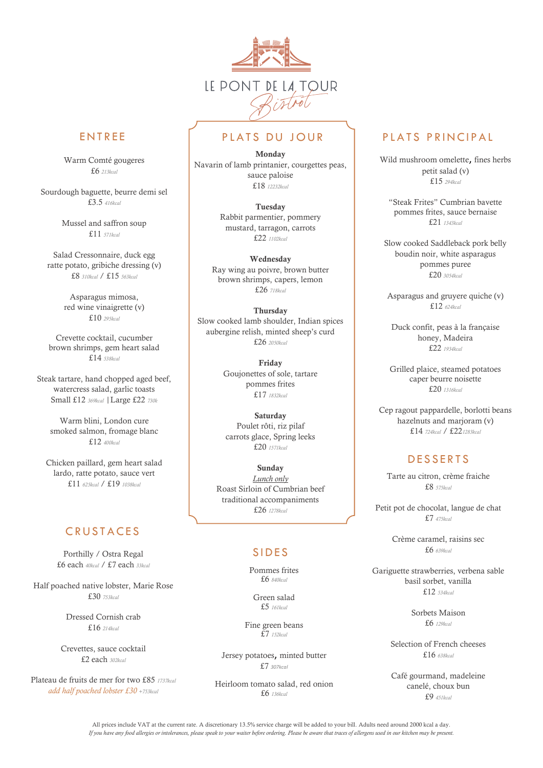# LE PONT DE LA TOUR

*Bistrot*

## ENTREE

Warm Comté gougeres
£6 *213kcal*

Sourdough baguette, beurre demi sel
£3.5 *416kcal*

Mussel and saffron soup
£11 *571kcal*

Salad Cressonnaire, duck egg
ratte potato, gribiche dressing (v)
£8 *310kcal* / £15 *563kcal*

Asparagus mimosa,
red wine vinaigrette (v)
£10 *295kcal*

Crevette cocktail, cucumber
brown shrimps, gem heart salad
£14 *538kcal*

Steak tartare, hand chopped aged beef,
watercress salad, garlic toasts
Small £12 *369kcal* | Large £22 *730k*

Warm blini, London cure
smoked salmon, fromage blanc
£12 *400kcal*

Chicken paillard, gem heart salad
lardo, ratte potato, sauce vert
£11 *625kcal* / £19 *1038kcal*

## CRUSTACES

Porthilly / Ostra Regal
£6 each *40kcal* / £7 each *33kcal*

Half poached native lobster, Marie Rose
£30 *753kcal*

Dressed Cornish crab
£16 *214kcal*

Crevettes, sauce cocktail
£2 each *302kcal*

Plateau de fruits de mer for two £85 *1737kcal*
*add half poached lobster £30 +753kcal*

## PLATS DU JOUR

**Monday**
Navarin of lamb printanier, courgettes peas,
sauce paloise
£18 *12232kcal*

**Tuesday**
Rabbit parmentier, pommery
mustard, tarragon, carrots
£22 *1102kcal*

**Wednesday**
Ray wing au poivre, brown butter
brown shrimps, capers, lemon
£26 *718kcal*

**Thursday**
Slow cooked lamb shoulder, Indian spices
aubergine relish, minted sheep's curd
£26 *2050kcal*

**Friday**
Goujonettes of sole, tartare
pommes frites
£17 *1832kcal*

**Saturday**
Poulet rôti, riz pilaf
carrots glace, Spring leeks
£20 *1571kcal*

**Sunday**
*Lunch only*
Roast Sirloin of Cumbrian beef
traditional accompaniments
£26 *1278kcal*

## SIDES

Pommes frites
£6 *840kcal*

Green salad
£5 *161kcal*

Fine green beans
£7 *152kcal*

Jersey potatoes, minted butter
£7 *307kcal*

Heirloom tomato salad, red onion
£6 *136kcal*

## PLATS PRINCIPAL

Wild mushroom omelette, fines herbs
petit salad (v)
£15 *294kcal*

"Steak Frites" Cumbrian bavette
pommes frites, sauce bernaise
£21 *1343kcal*

Slow cooked Saddleback pork belly
boudin noir, white asparagus
pommes puree
£20 *3054kcal*

Asparagus and gruyere quiche (v)
£12 *624kcal*

Duck confit, peas à la française
honey, Madeira
£22 *1934kcal*

Grilled plaice, steamed potatoes
caper beurre noisette
£20 *1316kcal*

Cep ragout pappardelle, borlotti beans
hazelnuts and marjoram (v)
£14 *724kcal* / £22 *1283kcal*

## DESSERTS

Tarte au citron, crème fraiche
£8 *575kcal*

Petit pot de chocolat, langue de chat
£7 *475kcal*

Crème caramel, raisins sec
£6 *639kcal*

Gariguette strawberries, verbena sable
basil sorbet, vanilla
£12 *534kcal*

Sorbets Maison
£6 *129kcal*

Selection of French cheeses
£16 *638kcal*

Café gourmand, madeleine
canelé, choux bun
£9 *451kcal*

All prices include VAT at the current rate. A discretionary 13.5% service charge will be added to your bill. Adults need around 2000 kcal a day.
*If you have any food allergies or intolerances, please speak to your waiter before ordering. Please be aware that traces of allergens used in our kitchen may be present.*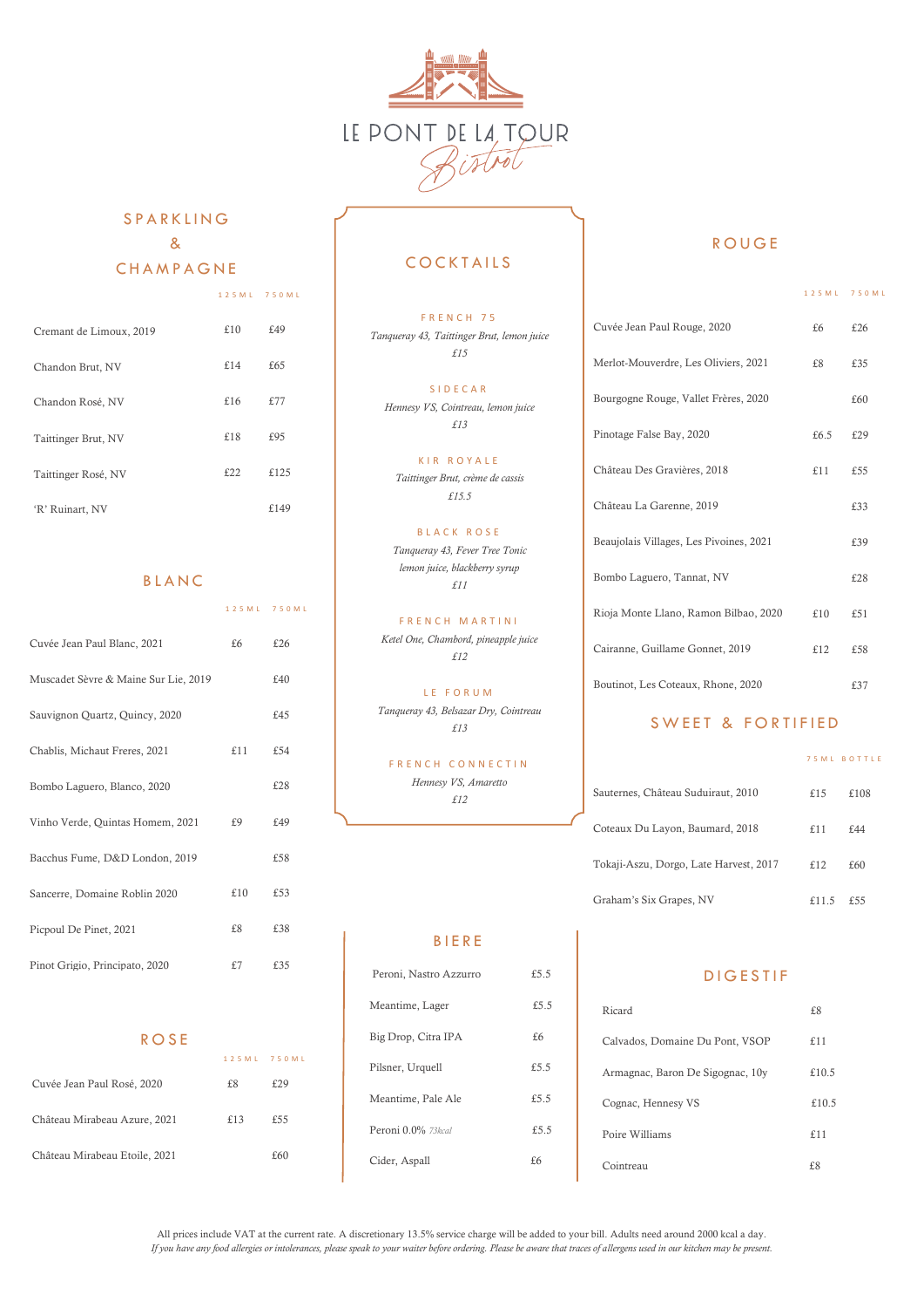# LE PONT DE LA TOUR

*Bistrot*

## SPARKLING & CHAMPAGNE

| | 125ML | 750ML |
|---|---|---|
| Cremant de Limoux, 2019 | £10 | £49 |
| Chandon Brut, NV | £14 | £65 |
| Chandon Rosé, NV | £16 | £77 |
| Taittinger Brut, NV | £18 | £95 |
| Taittinger Rosé, NV | £22 | £125 |
| 'R' Ruinart, NV | | £149 |

## BLANC

| | 125ML | 750ML |
|---|---|---|
| Cuvée Jean Paul Blanc, 2021 | £6 | £26 |
| Muscadet Sèvre & Maine Sur Lie, 2019 | | £40 |
| Sauvignon Quartz, Quincy, 2020 | | £45 |
| Chablis, Michaut Freres, 2021 | £11 | £54 |
| Bombo Laguero, Blanco, 2020 | | £28 |
| Vinho Verde, Quintas Homem, 2021 | £9 | £49 |
| Bacchus Fume, D&D London, 2019 | | £58 |
| Sancerre, Domaine Roblin 2020 | £10 | £53 |
| Picpoul De Pinet, 2021 | £8 | £38 |
| Pinot Grigio, Principato, 2020 | £7 | £35 |

## ROSE

| | 125ML | 750ML |
|---|---|---|
| Cuvée Jean Paul Rosé, 2020 | £8 | £29 |
| Château Mirabeau Azure, 2021 | £13 | £55 |
| Château Mirabeau Etoile, 2021 | | £60 |

## COCKTAILS

**FRENCH 75**
*Tanqueray 43, Taittinger Brut, lemon juice*
*£15*

**SIDECAR**
*Hennesy VS, Cointreau, lemon juice*
*£13*

**KIR ROYALE**
*Taittinger Brut, crème de cassis*
*£15.5*

**BLACK ROSE**
*Tanqueray 43, Fever Tree Tonic lemon juice, blackberry syrup*
*£11*

**FRENCH MARTINI**
*Ketel One, Chambord, pineapple juice*
*£12*

**LE FORUM**
*Tanqueray 43, Belsazar Dry, Cointreau*
*£13*

**FRENCH CONNECTIN**
*Hennesy VS, Amaretto*
*£12*

## BIERE

| | |
|---|---|
| Peroni, Nastro Azzurro | £5.5 |
| Meantime, Lager | £5.5 |
| Big Drop, Citra IPA | £6 |
| Pilsner, Urquell | £5.5 |
| Meantime, Pale Ale | £5.5 |
| Peroni 0.0% *73kcal* | £5.5 |
| Cider, Aspall | £6 |

## ROUGE

| | 125ML | 750ML |
|---|---|---|
| Cuvée Jean Paul Rouge, 2020 | £6 | £26 |
| Merlot-Mouverdre, Les Oliviers, 2021 | £8 | £35 |
| Bourgogne Rouge, Vallet Frères, 2020 | | £60 |
| Pinotage False Bay, 2020 | £6.5 | £29 |
| Château Des Gravières, 2018 | £11 | £55 |
| Château La Garenne, 2019 | | £33 |
| Beaujolais Villages, Les Pivoines, 2021 | | £39 |
| Bombo Laguero, Tannat, NV | | £28 |
| Rioja Monte Llano, Ramon Bilbao, 2020 | £10 | £51 |
| Cairanne, Guillame Gonnet, 2019 | £12 | £58 |
| Boutinot, Les Coteaux, Rhone, 2020 | | £37 |

## SWEET & FORTIFIED

| | 75ML | BOTTLE |
|---|---|---|
| Sauternes, Château Suduiraut, 2010 | £15 | £108 |
| Coteaux Du Layon, Baumard, 2018 | £11 | £44 |
| Tokaji-Aszu, Dorgo, Late Harvest, 2017 | £12 | £60 |
| Graham's Six Grapes, NV | £11.5 | £55 |

## DIGESTIF

| | |
|---|---|
| Ricard | £8 |
| Calvados, Domaine Du Pont, VSOP | £11 |
| Armagnac, Baron De Sigognac, 10y | £10.5 |
| Cognac, Hennesy VS | £10.5 |
| Poire Williams | £11 |
| Cointreau | £8 |

All prices include VAT at the current rate. A discretionary 13.5% service charge will be added to your bill. Adults need around 2000 kcal a day.
*If you have any food allergies or intolerances, please speak to your waiter before ordering. Please be aware that traces of allergens used in our kitchen may be present.*